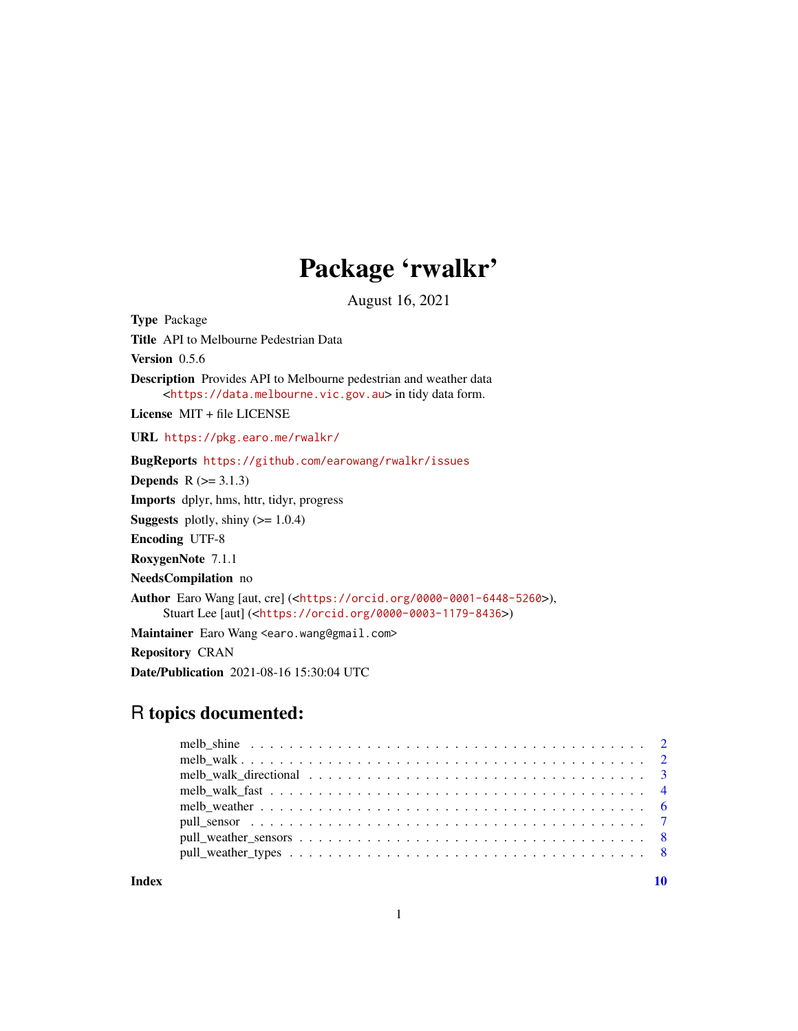# Package 'rwalkr'

August 16, 2021

**Type** Package

**Title** API to Melbourne Pedestrian Data

**Version** 0.5.6

**Description** Provides API to Melbourne pedestrian and weather data <https://data.melbourne.vic.gov.au> in tidy data form.

**License** MIT + file LICENSE

**URL** https://pkg.earo.me/rwalkr/

**BugReports** https://github.com/earowang/rwalkr/issues

**Depends** R (>= 3.1.3)

**Imports** dplyr, hms, httr, tidyr, progress

**Suggests** plotly, shiny (>= 1.0.4)

**Encoding** UTF-8

**RoxygenNote** 7.1.1

**NeedsCompilation** no

**Author** Earo Wang [aut, cre] (<https://orcid.org/0000-0001-6448-5260>), Stuart Lee [aut] (<https://orcid.org/0000-0003-1179-8436>)

**Maintainer** Earo Wang <earo.wang@gmail.com>

**Repository** CRAN

**Date/Publication** 2021-08-16 15:30:04 UTC

## R topics documented:

- melb_shine . . . . . . . . . . 2
- melb_walk . . . . . . . . . . 2
- melb_walk_directional . . . . . . . . . . 3
- melb_walk_fast . . . . . . . . . . 4
- melb_weather . . . . . . . . . . 6
- pull_sensor . . . . . . . . . . 7
- pull_weather_sensors . . . . . . . . . . 8
- pull_weather_types . . . . . . . . . . 8

**Index** **10**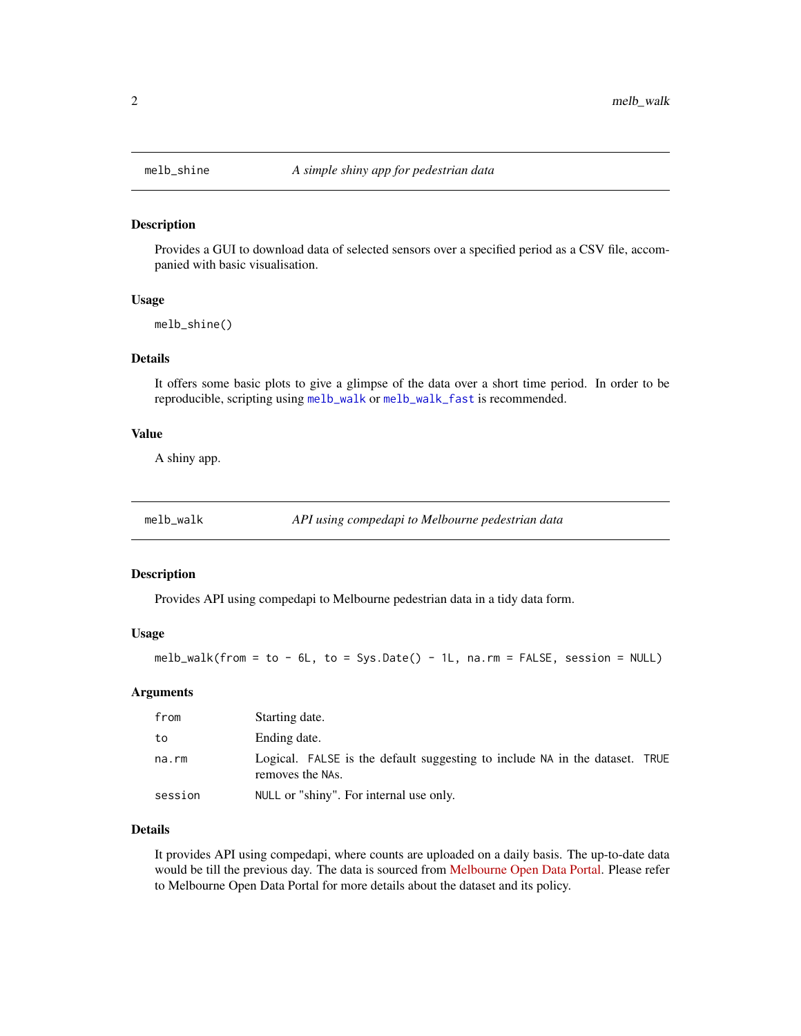## melb_shine — *A simple shiny app for pedestrian data*

### Description

Provides a GUI to download data of selected sensors over a specified period as a CSV file, accompanied with basic visualisation.

### Usage

```
melb_shine()
```

### Details

It offers some basic plots to give a glimpse of the data over a short time period. In order to be reproducible, scripting using `melb_walk` or `melb_walk_fast` is recommended.

### Value

A shiny app.

## melb_walk — *API using compedapi to Melbourne pedestrian data*

### Description

Provides API using compedapi to Melbourne pedestrian data in a tidy data form.

### Usage

```
melb_walk(from = to - 6L, to = Sys.Date() - 1L, na.rm = FALSE, session = NULL)
```

### Arguments

| | |
|---|---|
| `from` | Starting date. |
| `to` | Ending date. |
| `na.rm` | Logical. `FALSE` is the default suggesting to include `NA` in the dataset. `TRUE` removes the `NA`s. |
| `session` | `NULL` or "shiny". For internal use only. |

### Details

It provides API using compedapi, where counts are uploaded on a daily basis. The up-to-date data would be till the previous day. The data is sourced from Melbourne Open Data Portal. Please refer to Melbourne Open Data Portal for more details about the dataset and its policy.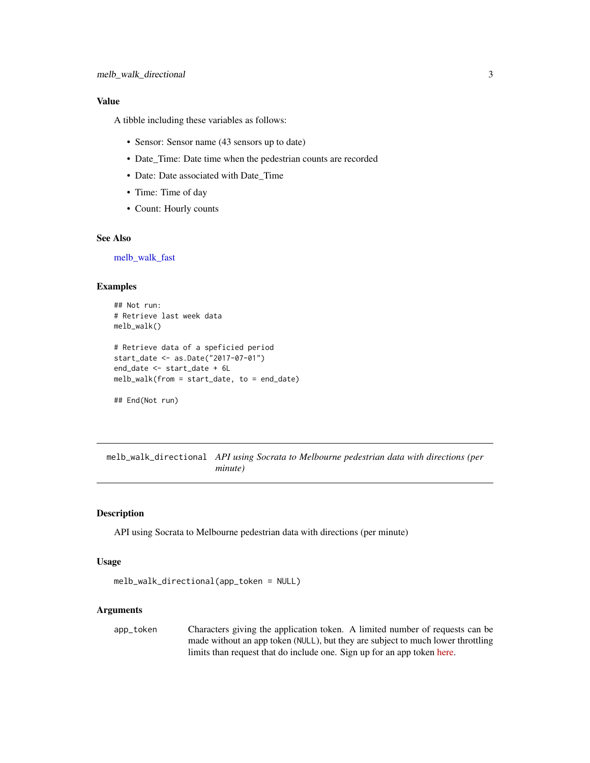## Value

A tibble including these variables as follows:

- Sensor: Sensor name (43 sensors up to date)
- Date_Time: Date time when the pedestrian counts are recorded
- Date: Date associated with Date_Time
- Time: Time of day
- Count: Hourly counts

## See Also

melb_walk_fast

## Examples

```
## Not run:
# Retrieve last week data
melb_walk()

# Retrieve data of a speficied period
start_date <- as.Date("2017-07-01")
end_date <- start_date + 6L
melb_walk(from = start_date, to = end_date)

## End(Not run)
```

---

# melb_walk_directional *API using Socrata to Melbourne pedestrian data with directions (per minute)*

## Description

API using Socrata to Melbourne pedestrian data with directions (per minute)

## Usage

```
melb_walk_directional(app_token = NULL)
```

## Arguments

| | |
|---|---|
| app_token | Characters giving the application token. A limited number of requests can be made without an app token (NULL), but they are subject to much lower throttling limits than request that do include one. Sign up for an app token here. |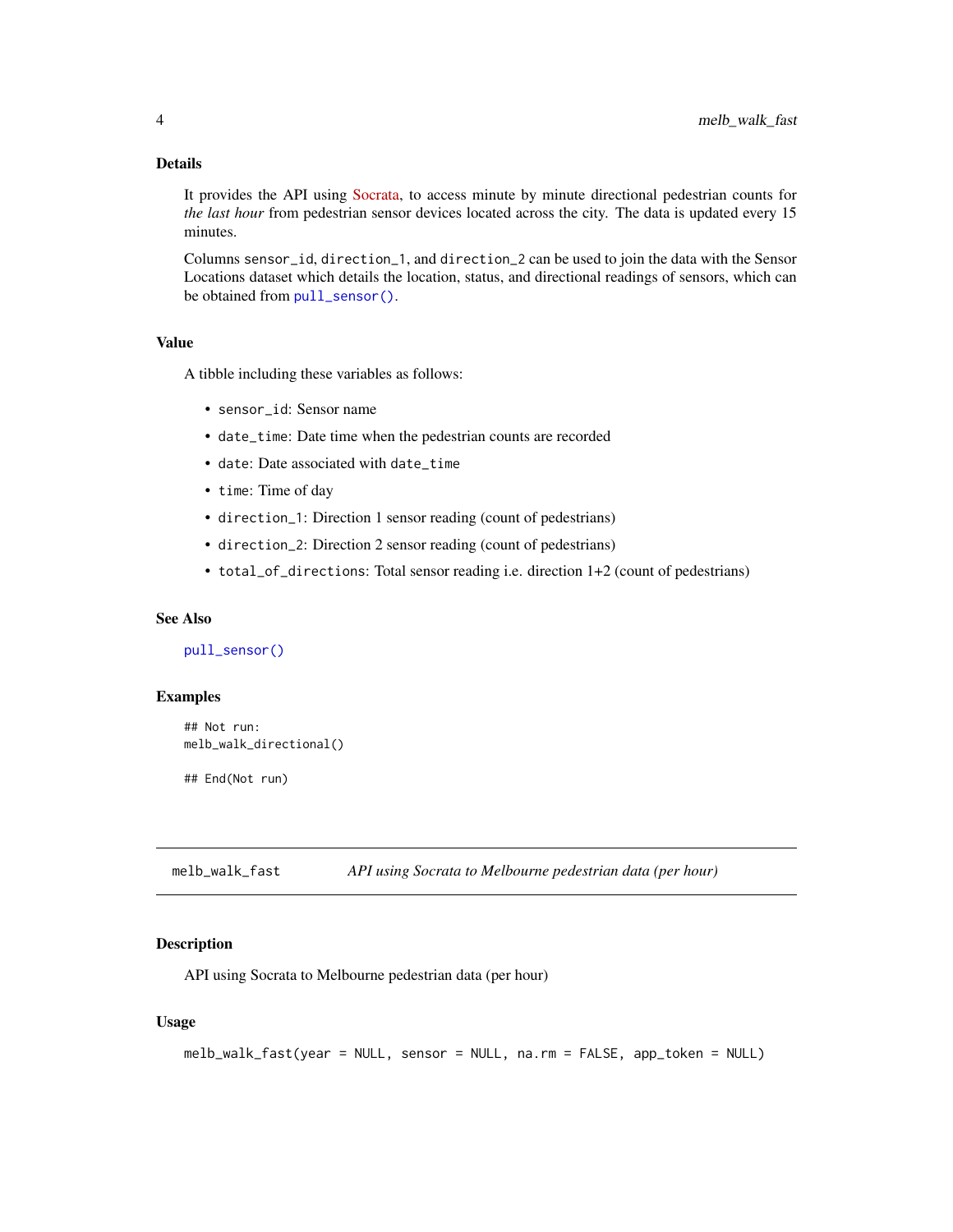### Details

It provides the API using Socrata, to access minute by minute directional pedestrian counts for *the last hour* from pedestrian sensor devices located across the city. The data is updated every 15 minutes.

Columns `sensor_id`, `direction_1`, and `direction_2` can be used to join the data with the Sensor Locations dataset which details the location, status, and directional readings of sensors, which can be obtained from `pull_sensor()`.

### Value

A tibble including these variables as follows:

- `sensor_id`: Sensor name
- `date_time`: Date time when the pedestrian counts are recorded
- `date`: Date associated with `date_time`
- `time`: Time of day
- `direction_1`: Direction 1 sensor reading (count of pedestrians)
- `direction_2`: Direction 2 sensor reading (count of pedestrians)
- `total_of_directions`: Total sensor reading i.e. direction 1+2 (count of pedestrians)

### See Also

`pull_sensor()`

### Examples

```
## Not run:
melb_walk_directional()

## End(Not run)
```

---

## melb_walk_fast    *API using Socrata to Melbourne pedestrian data (per hour)*

---

### Description

API using Socrata to Melbourne pedestrian data (per hour)

### Usage

```
melb_walk_fast(year = NULL, sensor = NULL, na.rm = FALSE, app_token = NULL)
```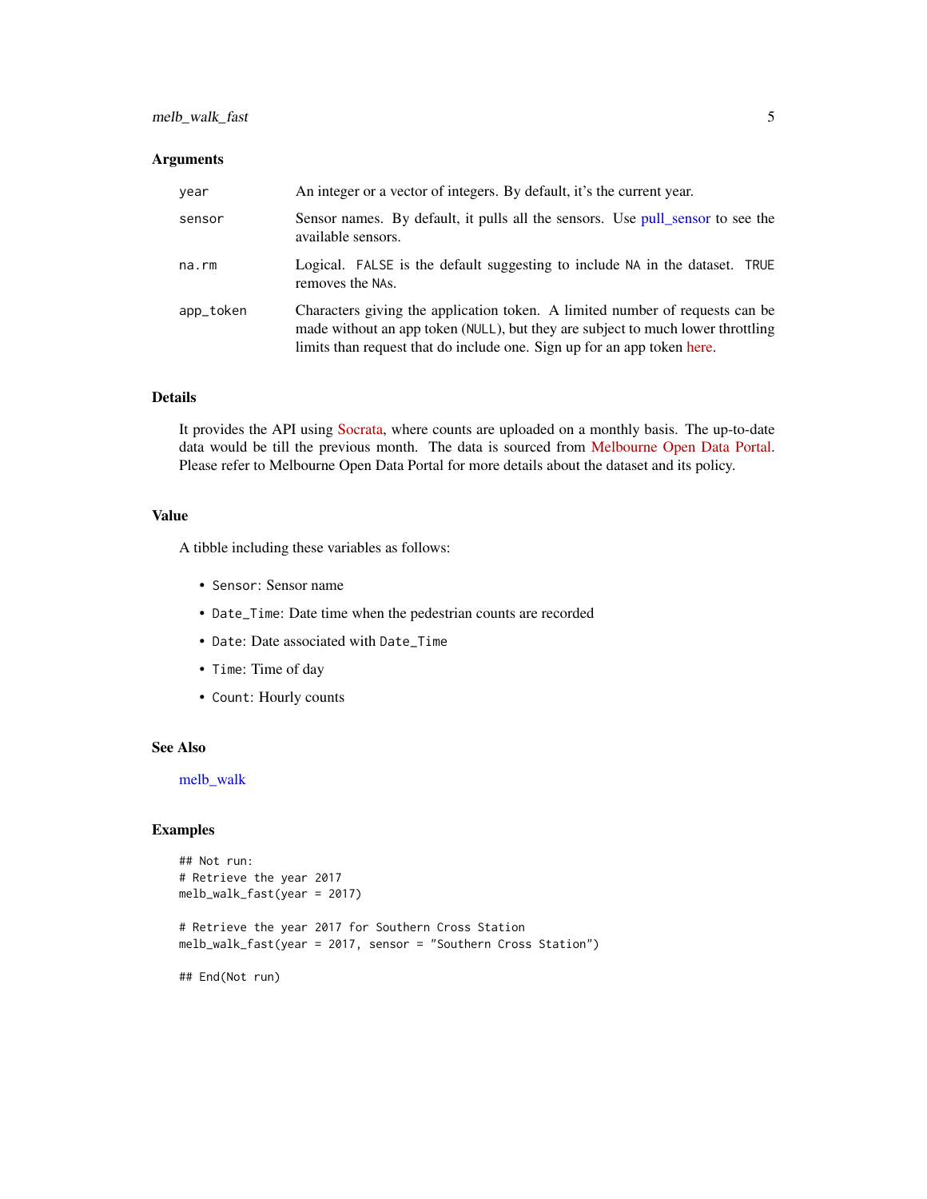### Arguments

| | |
|---|---|
| `year` | An integer or a vector of integers. By default, it's the current year. |
| `sensor` | Sensor names. By default, it pulls all the sensors. Use pull_sensor to see the available sensors. |
| `na.rm` | Logical. `FALSE` is the default suggesting to include `NA` in the dataset. `TRUE` removes the `NA`s. |
| `app_token` | Characters giving the application token. A limited number of requests can be made without an app token (`NULL`), but they are subject to much lower throttling limits than request that do include one. Sign up for an app token here. |

### Details

It provides the API using Socrata, where counts are uploaded on a monthly basis. The up-to-date data would be till the previous month. The data is sourced from Melbourne Open Data Portal. Please refer to Melbourne Open Data Portal for more details about the dataset and its policy.

### Value

A tibble including these variables as follows:

- `Sensor`: Sensor name
- `Date_Time`: Date time when the pedestrian counts are recorded
- `Date`: Date associated with `Date_Time`
- `Time`: Time of day
- `Count`: Hourly counts

### See Also

melb_walk

### Examples

```
## Not run:
# Retrieve the year 2017
melb_walk_fast(year = 2017)

# Retrieve the year 2017 for Southern Cross Station
melb_walk_fast(year = 2017, sensor = "Southern Cross Station")

## End(Not run)
```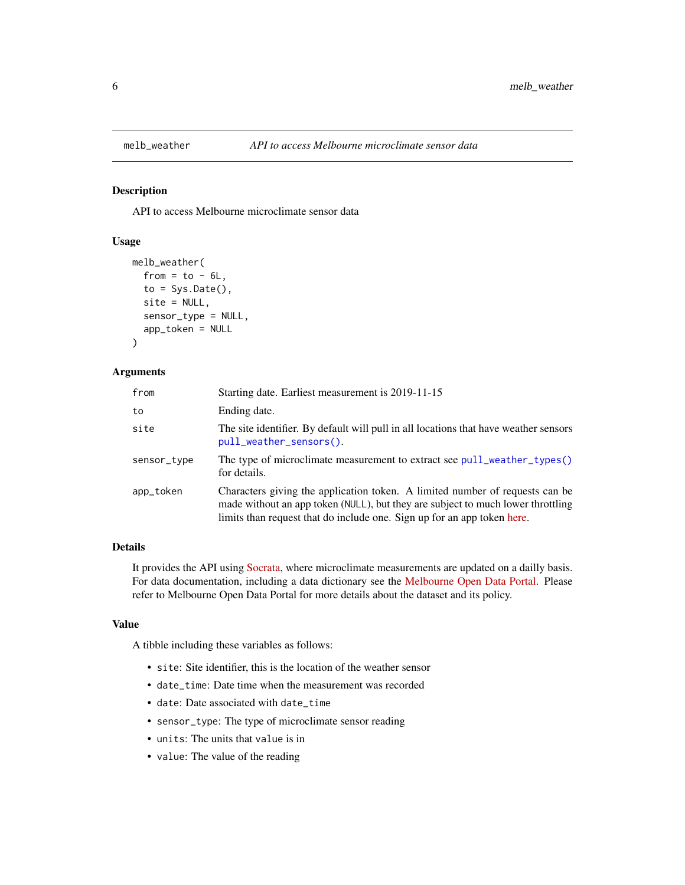## melb_weather — *API to access Melbourne microclimate sensor data*

### Description

API to access Melbourne microclimate sensor data

### Usage

```
melb_weather(
  from = to - 6L,
  to = Sys.Date(),
  site = NULL,
  sensor_type = NULL,
  app_token = NULL
)
```

### Arguments

| | |
|---|---|
| `from` | Starting date. Earliest measurement is 2019-11-15 |
| `to` | Ending date. |
| `site` | The site identifier. By default will pull in all locations that have weather sensors `pull_weather_sensors()`. |
| `sensor_type` | The type of microclimate measurement to extract see `pull_weather_types()` for details. |
| `app_token` | Characters giving the application token. A limited number of requests can be made without an app token (`NULL`), but they are subject to much lower throttling limits than request that do include one. Sign up for an app token here. |

### Details

It provides the API using Socrata, where microclimate measurements are updated on a daily basis. For data documentation, including a data dictionary see the Melbourne Open Data Portal. Please refer to Melbourne Open Data Portal for more details about the dataset and its policy.

### Value

A tibble including these variables as follows:

- `site`: Site identifier, this is the location of the weather sensor
- `date_time`: Date time when the measurement was recorded
- `date`: Date associated with `date_time`
- `sensor_type`: The type of microclimate sensor reading
- `units`: The units that `value` is in
- `value`: The value of the reading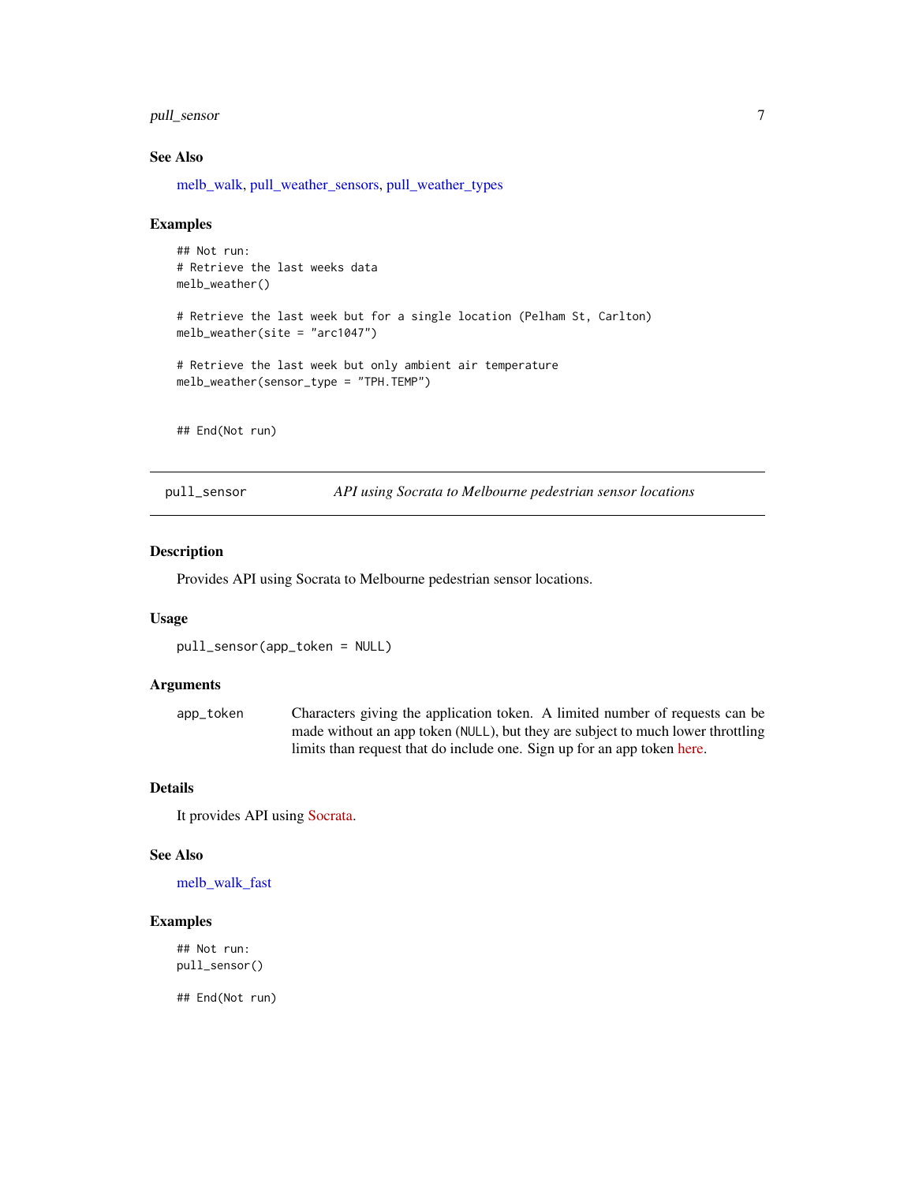### See Also

melb_walk, pull_weather_sensors, pull_weather_types

### Examples

```
## Not run:
# Retrieve the last weeks data
melb_weather()

# Retrieve the last week but for a single location (Pelham St, Carlton)
melb_weather(site = "arc1047")

# Retrieve the last week but only ambient air temperature
melb_weather(sensor_type = "TPH.TEMP")


## End(Not run)
```

---

## pull_sensor — *API using Socrata to Melbourne pedestrian sensor locations*

---

### Description

Provides API using Socrata to Melbourne pedestrian sensor locations.

### Usage

```
pull_sensor(app_token = NULL)
```

### Arguments

| | |
|---|---|
| app_token | Characters giving the application token. A limited number of requests can be made without an app token (NULL), but they are subject to much lower throttling limits than request that do include one. Sign up for an app token here. |

### Details

It provides API using Socrata.

### See Also

melb_walk_fast

### Examples

```
## Not run:
pull_sensor()

## End(Not run)
```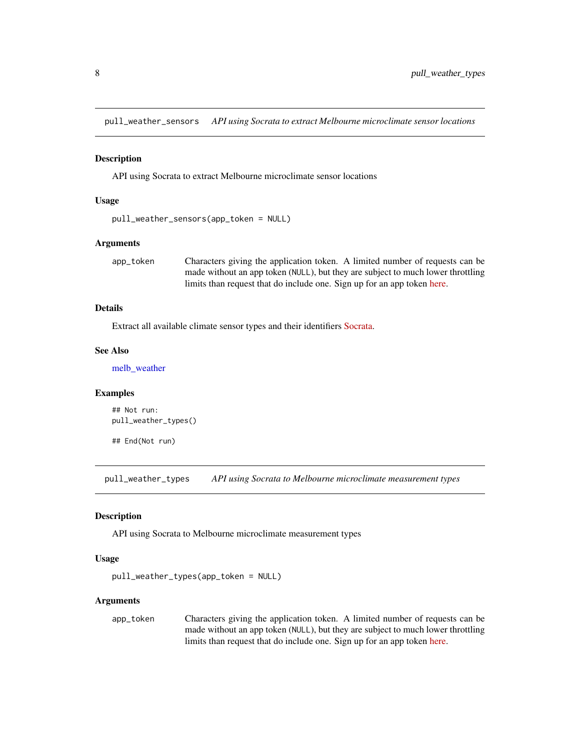## pull_weather_sensors *API using Socrata to extract Melbourne microclimate sensor locations*

### Description

API using Socrata to extract Melbourne microclimate sensor locations

### Usage

```
pull_weather_sensors(app_token = NULL)
```

### Arguments

| | |
|---|---|
| app_token | Characters giving the application token. A limited number of requests can be made without an app token (NULL), but they are subject to much lower throttling limits than request that do include one. Sign up for an app token here. |

### Details

Extract all available climate sensor types and their identifiers Socrata.

### See Also

melb_weather

### Examples

```
## Not run:
pull_weather_types()

## End(Not run)
```

## pull_weather_types *API using Socrata to Melbourne microclimate measurement types*

### Description

API using Socrata to Melbourne microclimate measurement types

### Usage

```
pull_weather_types(app_token = NULL)
```

### Arguments

| | |
|---|---|
| app_token | Characters giving the application token. A limited number of requests can be made without an app token (NULL), but they are subject to much lower throttling limits than request that do include one. Sign up for an app token here. |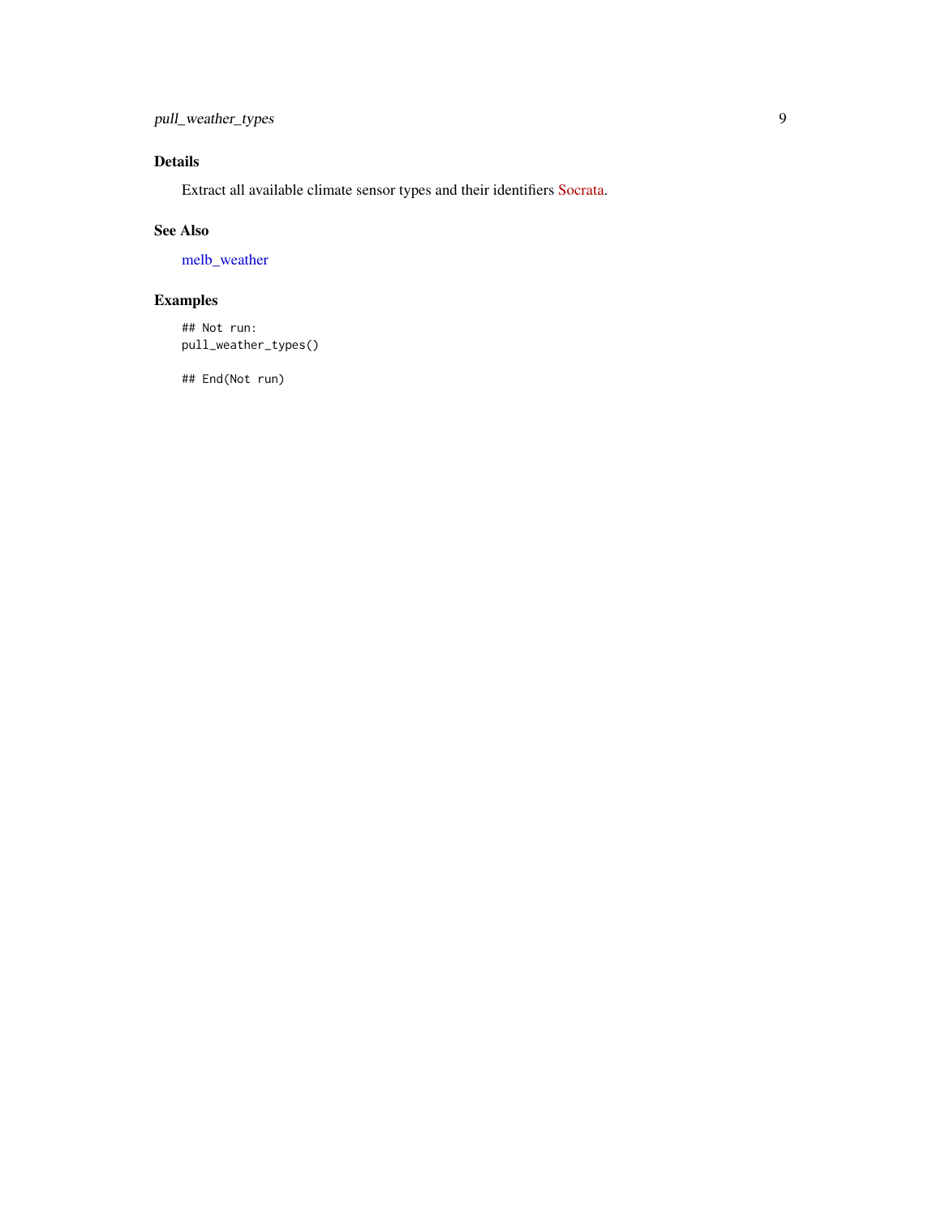## Details

Extract all available climate sensor types and their identifiers Socrata.

## See Also

melb_weather

## Examples

```
## Not run:
pull_weather_types()

## End(Not run)
```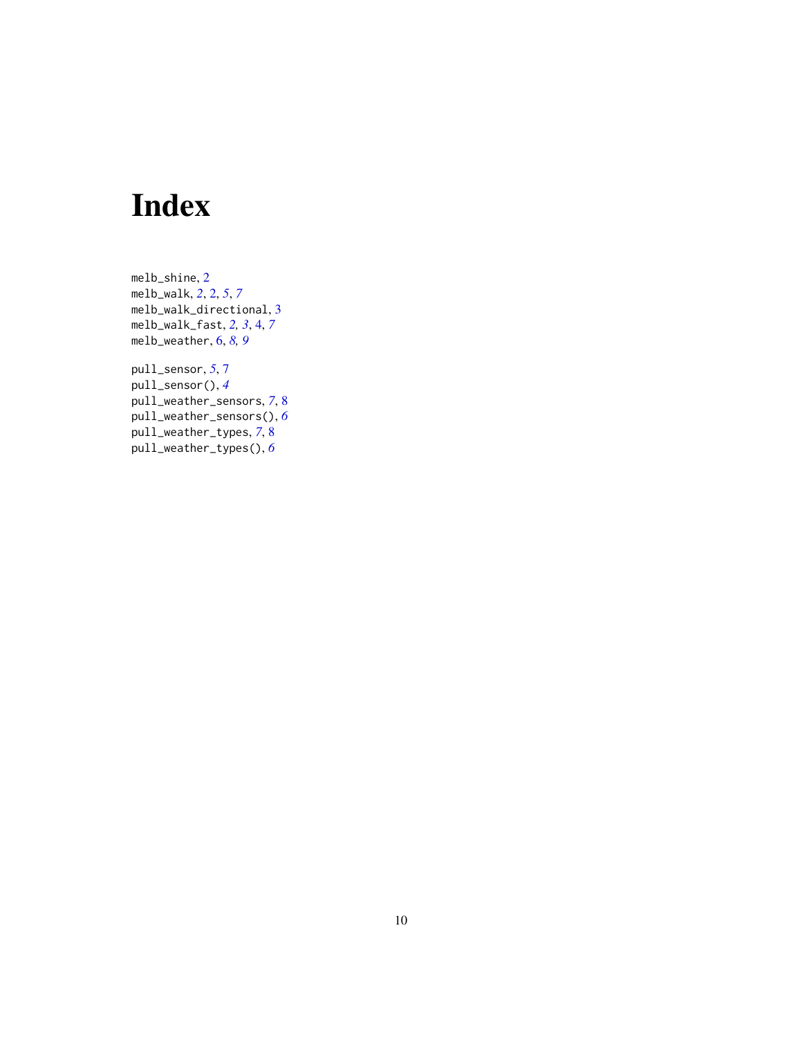# Index

melb_shine, 2
melb_walk, *2*, 2, *5*, *7*
melb_walk_directional, 3
melb_walk_fast, *2, 3*, 4, *7*
melb_weather, 6, *8, 9*

pull_sensor, *5*, 7
pull_sensor(), *4*
pull_weather_sensors, *7*, 8
pull_weather_sensors(), *6*
pull_weather_types, *7*, 8
pull_weather_types(), *6*